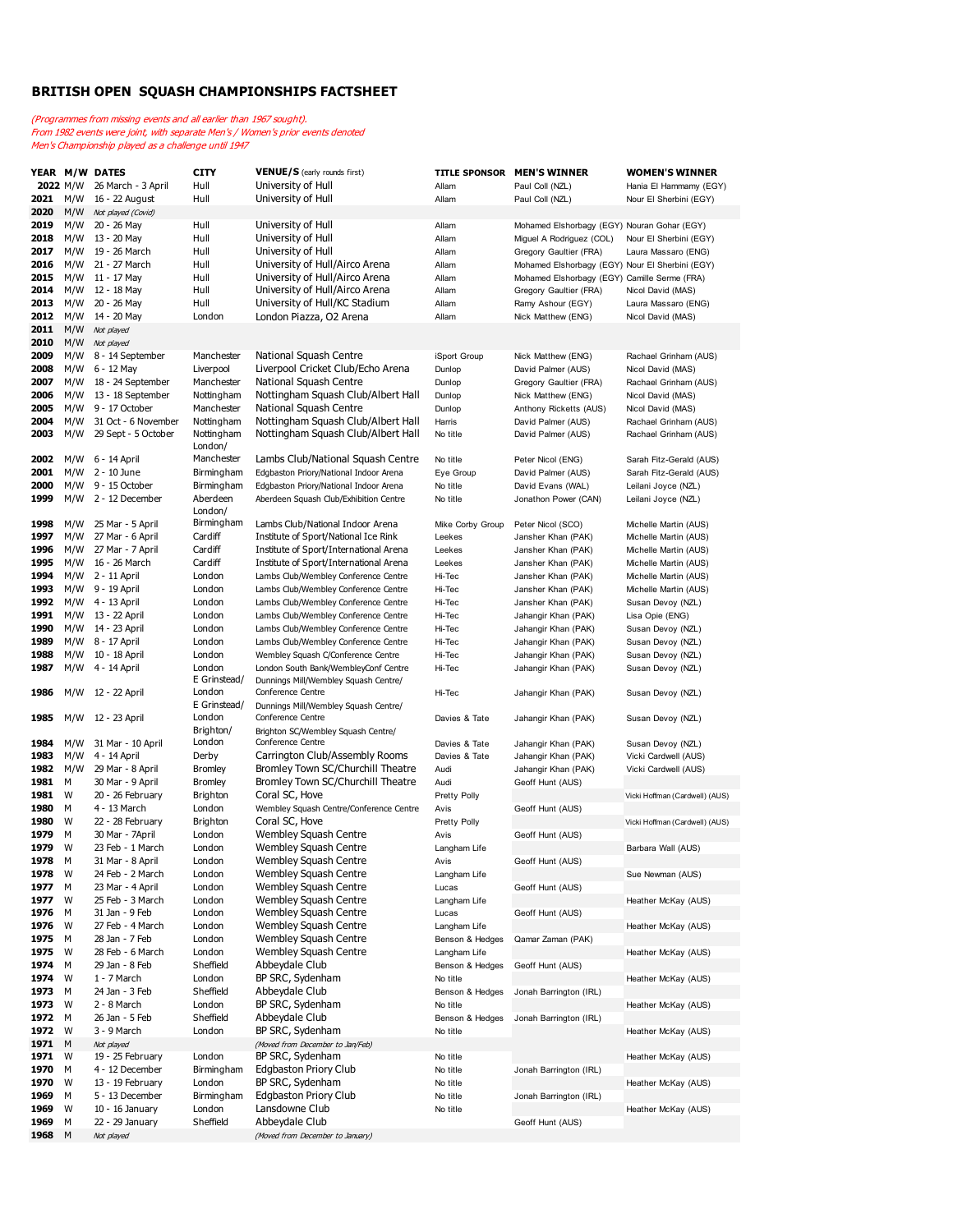# BRITISH OPEN SQUASH CHAMPIONSHIPS FACTSHEET

*(Programmes from missing events and all earlier than 1967 sought).*
*From 1982 events were joint, with separate Men's / Women's prior events denoted*
*Men's Championship played as a challenge until 1947*

| YEAR | M/W | DATES | CITY | VENUE/S (early rounds first) | TITLE SPONSOR | MEN'S WINNER | WOMEN'S WINNER |
|---|---|---|---|---|---|---|---|
| 2022 | M/W | 26 March - 3 April | Hull | University of Hull | Allam | Paul Coll (NZL) | Hania El Hammamy (EGY) |
| 2021 | M/W | 16 - 22 August | Hull | University of Hull | Allam | Paul Coll (NZL) | Nour El Sherbini (EGY) |
| 2020 | M/W | *Not played (Covid)* | | | | | |
| 2019 | M/W | 20 - 26 May | Hull | University of Hull | Allam | Mohamed Elshorbagy (EGY) | Nouran Gohar (EGY) |
| 2018 | M/W | 13 - 20 May | Hull | University of Hull | Allam | Miguel A Rodriguez (COL) | Nour El Sherbini (EGY) |
| 2017 | M/W | 19 - 26 March | Hull | University of Hull | Allam | Gregory Gaultier (FRA) | Laura Massaro (ENG) |
| 2016 | M/W | 21 - 27 March | Hull | University of Hull/Airco Arena | Allam | Mohamed Elshorbagy (EGY) | Nour El Sherbini (EGY) |
| 2015 | M/W | 11 - 17 May | Hull | University of Hull/Airco Arena | Allam | Mohamed Elshorbagy (EGY) | Camille Serme (FRA) |
| 2014 | M/W | 12 - 18 May | Hull | University of Hull/Airco Arena | Allam | Gregory Gaultier (FRA) | Nicol David (MAS) |
| 2013 | M/W | 20 - 26 May | Hull | University of Hull/KC Stadium | Allam | Ramy Ashour (EGY) | Laura Massaro (ENG) |
| 2012 | M/W | 14 - 20 May | London | London Piazza, O2 Arena | Allam | Nick Matthew (ENG) | Nicol David (MAS) |
| 2011 | M/W | *Not played* | | | | | |
| 2010 | M/W | *Not played* | | | | | |
| 2009 | M/W | 8 - 14 September | Manchester | National Squash Centre | iSport Group | Nick Matthew (ENG) | Rachael Grinham (AUS) |
| 2008 | M/W | 6 - 12 May | Liverpool | Liverpool Cricket Club/Echo Arena | Dunlop | David Palmer (AUS) | Nicol David (MAS) |
| 2007 | M/W | 18 - 24 September | Manchester | National Squash Centre | Dunlop | Gregory Gaultier (FRA) | Rachael Grinham (AUS) |
| 2006 | M/W | 13 - 18 September | Nottingham | Nottingham Squash Club/Albert Hall | Dunlop | Nick Matthew (ENG) | Nicol David (MAS) |
| 2005 | M/W | 9 - 17 October | Manchester | National Squash Centre | Dunlop | Anthony Ricketts (AUS) | Nicol David (MAS) |
| 2004 | M/W | 31 Oct - 6 November | Nottingham | Nottingham Squash Club/Albert Hall | Harris | David Palmer (AUS) | Rachael Grinham (AUS) |
| 2003 | M/W | 29 Sept - 5 October | Nottingham | Nottingham Squash Club/Albert Hall | No title | David Palmer (AUS) | Rachael Grinham (AUS) |
| 2002 | M/W | 6 - 14 April | London/ Manchester | Lambs Club/National Squash Centre | No title | Peter Nicol (ENG) | Sarah Fitz-Gerald (AUS) |
| 2001 | M/W | 2 - 10 June | Birmingham | Edgbaston Priory/National Indoor Arena | Eye Group | David Palmer (AUS) | Sarah Fitz-Gerald (AUS) |
| 2000 | M/W | 9 - 15 October | Birmingham | Edgbaston Priory/National Indoor Arena | No title | David Evans (WAL) | Leilani Joyce (NZL) |
| 1999 | M/W | 2 - 12 December | Aberdeen | Aberdeen Squash Club/Exhibition Centre | No title | Jonathon Power (CAN) | Leilani Joyce (NZL) |
| 1998 | M/W | 25 Mar - 5 April | London/ Birmingham | Lambs Club/National Indoor Arena | Mike Corby Group | Peter Nicol (SCO) | Michelle Martin (AUS) |
| 1997 | M/W | 27 Mar - 6 April | Cardiff | Institute of Sport/National Ice Rink | Leekes | Jansher Khan (PAK) | Michelle Martin (AUS) |
| 1996 | M/W | 27 Mar - 7 April | Cardiff | Institute of Sport/International Arena | Leekes | Jansher Khan (PAK) | Michelle Martin (AUS) |
| 1995 | M/W | 16 - 26 March | Cardiff | Institute of Sport/International Arena | Leekes | Jansher Khan (PAK) | Michelle Martin (AUS) |
| 1994 | M/W | 2 - 11 April | London | Lambs Club/Wembley Conference Centre | Hi-Tec | Jansher Khan (PAK) | Michelle Martin (AUS) |
| 1993 | M/W | 9 - 19 April | London | Lambs Club/Wembley Conference Centre | Hi-Tec | Jansher Khan (PAK) | Michelle Martin (AUS) |
| 1992 | M/W | 4 - 13 April | London | Lambs Club/Wembley Conference Centre | Hi-Tec | Jansher Khan (PAK) | Susan Devoy (NZL) |
| 1991 | M/W | 13 - 22 April | London | Lambs Club/Wembley Conference Centre | Hi-Tec | Jahangir Khan (PAK) | Lisa Opie (ENG) |
| 1990 | M/W | 14 - 23 April | London | Lambs Club/Wembley Conference Centre | Hi-Tec | Jahangir Khan (PAK) | Susan Devoy (NZL) |
| 1989 | M/W | 8 - 17 April | London | Lambs Club/Wembley Conference Centre | Hi-Tec | Jahangir Khan (PAK) | Susan Devoy (NZL) |
| 1988 | M/W | 10 - 18 April | London | Wembley Squash C/Conference Centre | Hi-Tec | Jahangir Khan (PAK) | Susan Devoy (NZL) |
| 1987 | M/W | 4 - 14 April | London | London South Bank/WembleyConf Centre | Hi-Tec | Jahangir Khan (PAK) | Susan Devoy (NZL) |
| 1986 | M/W | 12 - 22 April | E Grinstead/ London | Dunnings Mill/Wembley Squash Centre/ Conference Centre | Hi-Tec | Jahangir Khan (PAK) | Susan Devoy (NZL) |
| 1985 | M/W | 12 - 23 April | E Grinstead/ London | Dunnings Mill/Wembley Squash Centre/ Conference Centre | Davies & Tate | Jahangir Khan (PAK) | Susan Devoy (NZL) |
| 1984 | M/W | 31 Mar - 10 April | Brighton/ London | Brighton SC/Wembley Squash Centre/ Conference Centre | Davies & Tate | Jahangir Khan (PAK) | Susan Devoy (NZL) |
| 1983 | M/W | 4 - 14 April | Derby | Carrington Club/Assembly Rooms | Davies & Tate | Jahangir Khan (PAK) | Vicki Cardwell (AUS) |
| 1982 | M/W | 29 Mar - 8 April | Bromley | Bromley Town SC/Churchill Theatre | Audi | Jahangir Khan (PAK) | Vicki Cardwell (AUS) |
| 1981 | M | 30 Mar - 9 April | Bromley | Bromley Town SC/Churchill Theatre | Audi | Geoff Hunt (AUS) | |
| 1981 | W | 20 - 26 February | Brighton | Coral SC, Hove | Pretty Polly | | Vicki Hoffman (Cardwell) (AUS) |
| 1980 | M | 4 - 13 March | London | Wembley Squash Centre/Conference Centre | Avis | Geoff Hunt (AUS) | |
| 1980 | W | 22 - 28 February | Brighton | Coral SC, Hove | Pretty Polly | | Vicki Hoffman (Cardwell) (AUS) |
| 1979 | M | 30 Mar - 7April | London | Wembley Squash Centre | Avis | Geoff Hunt (AUS) | |
| 1979 | W | 23 Feb - 1 March | London | Wembley Squash Centre | Langham Life | | Barbara Wall (AUS) |
| 1978 | M | 31 Mar - 8 April | London | Wembley Squash Centre | Avis | Geoff Hunt (AUS) | |
| 1978 | W | 24 Feb - 2 March | London | Wembley Squash Centre | Langham Life | | Sue Newman (AUS) |
| 1977 | M | 23 Mar - 4 April | London | Wembley Squash Centre | Lucas | Geoff Hunt (AUS) | |
| 1977 | W | 25 Feb - 3 March | London | Wembley Squash Centre | Langham Life | | Heather McKay (AUS) |
| 1976 | M | 31 Jan - 9 Feb | London | Wembley Squash Centre | Lucas | Geoff Hunt (AUS) | |
| 1976 | W | 26 Feb - 4 March | London | Wembley Squash Centre | Langham Life | | Heather McKay (AUS) |
| 1975 | M | 28 Jan - 7 Feb | London | Wembley Squash Centre | Benson & Hedges | Qamar Zaman (PAK) | |
| 1975 | W | 28 Feb - 6 March | London | Wembley Squash Centre | Langham Life | | Heather McKay (AUS) |
| 1974 | M | 29 Jan - 8 Feb | Sheffield | Abbeydale Club | Benson & Hedges | Geoff Hunt (AUS) | |
| 1974 | W | 1 - 7 March | London | BP SRC, Sydenham | No title | | Heather McKay (AUS) |
| 1973 | M | 24 Jan - 3 Feb | Sheffield | Abbeydale Club | Benson & Hedges | Jonah Barrington (IRL) | |
| 1973 | W | 2 - 8 March | London | BP SRC, Sydenham | No title | | Heather McKay (AUS) |
| 1972 | M | 26 Jan - 5 Feb | Sheffield | Abbeydale Club | Benson & Hedges | Jonah Barrington (IRL) | |
| 1972 | W | 3 - 9 March | London | BP SRC, Sydenham | No title | | Heather McKay (AUS) |
| 1971 | M | *Not played* | | *(Moved from December to Jan/Feb)* | | | |
| 1971 | W | 19 - 25 February | London | BP SRC, Sydenham | No title | | Heather McKay (AUS) |
| 1970 | M | 4 - 12 December | Birmingham | Edgbaston Priory Club | No title | Jonah Barrington (IRL) | |
| 1970 | W | 13 - 19 February | London | BP SRC, Sydenham | No title | | Heather McKay (AUS) |
| 1969 | M | 5 - 13 December | Birmingham | Edgbaston Priory Club | No title | Jonah Barrington (IRL) | |
| 1969 | W | 10 - 16 January | London | Lansdowne Club | No title | | Heather McKay (AUS) |
| 1969 | M | 22 - 29 January | Sheffield | Abbeydale Club | | Geoff Hunt (AUS) | |
| 1968 | M | *Not played* | | *(Moved from December to January)* | | | |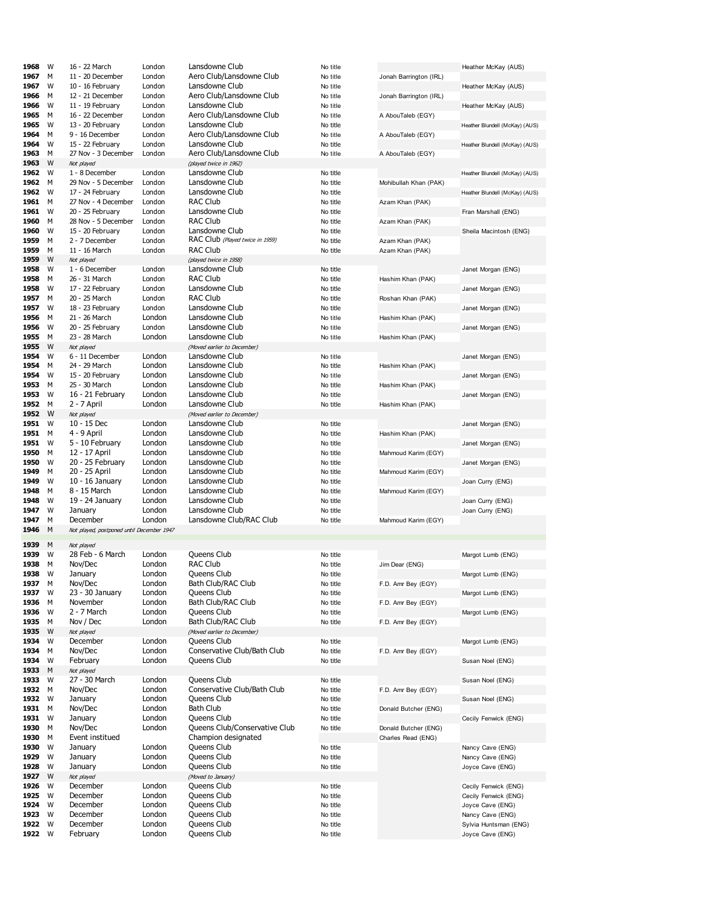| | | | | | | | |
|---|---|---|---|---|---|---|---|
| **1968** | W | 16 - 22 March | London | Lansdowne Club | No title | | Heather McKay (AUS) |
| **1967** | M | 11 - 20 December | London | Aero Club/Lansdowne Club | No title | Jonah Barrington (IRL) | |
| **1967** | W | 10 - 16 February | London | Lansdowne Club | No title | | Heather McKay (AUS) |
| **1966** | M | 12 - 21 December | London | Aero Club/Lansdowne Club | No title | Jonah Barrington (IRL) | |
| **1966** | W | 11 - 19 February | London | Lansdowne Club | No title | | Heather McKay (AUS) |
| **1965** | M | 16 - 22 December | London | Aero Club/Lansdowne Club | No title | A AbouTaleb (EGY) | |
| **1965** | W | 13 - 20 February | London | Lansdowne Club | No title | | Heather Blundell (McKay) (AUS) |
| **1964** | M | 9 - 16 December | London | Aero Club/Lansdowne Club | No title | A AbouTaleb (EGY) | |
| **1964** | W | 15 - 22 February | London | Lansdowne Club | No title | | Heather Blundell (McKay) (AUS) |
| **1963** | M | 27 Nov - 3 December | London | Aero Club/Lansdowne Club | No title | A AbouTaleb (EGY) | |
| **1963** | W | *Not played* | | *(played twice in 1962)* | | | |
| **1962** | W | 1 - 8 December | London | Lansdowne Club | No title | | Heather Blundell (McKay) (AUS) |
| **1962** | M | 29 Nov - 5 December | London | Lansdowne Club | No title | Mohibullah Khan (PAK) | |
| **1962** | W | 17 - 24 February | London | Lansdowne Club | No title | | Heather Blundell (McKay) (AUS) |
| **1961** | M | 27 Nov - 4 December | London | RAC Club | No title | Azam Khan (PAK) | |
| **1961** | W | 20 - 25 February | London | Lansdowne Club | No title | | Fran Marshall (ENG) |
| **1960** | M | 28 Nov - 5 December | London | RAC Club | No title | Azam Khan (PAK) | |
| **1960** | W | 15 - 20 February | London | Lansdowne Club | No title | | Sheila Macintosh (ENG) |
| **1959** | M | 2 - 7 December | London | RAC Club *(Played twice in 1959)* | No title | Azam Khan (PAK) | |
| **1959** | M | 11 - 16 March | London | RAC Club | No title | Azam Khan (PAK) | |
| **1959** | W | *Not played* | | *(played twice in 1958)* | | | |
| **1958** | W | 1 - 6 December | London | Lansdowne Club | No title | | Janet Morgan (ENG) |
| **1958** | M | 26 - 31 March | London | RAC Club | No title | Hashim Khan (PAK) | |
| **1958** | W | 17 - 22 February | London | Lansdowne Club | No title | | Janet Morgan (ENG) |
| **1957** | M | 20 - 25 March | London | RAC Club | No title | Roshan Khan (PAK) | |
| **1957** | W | 18 - 23 February | London | Lansdowne Club | No title | | Janet Morgan (ENG) |
| **1956** | M | 21 - 26 March | London | Lansdowne Club | No title | Hashim Khan (PAK) | |
| **1956** | W | 20 - 25 February | London | Lansdowne Club | No title | | Janet Morgan (ENG) |
| **1955** | M | 23 - 28 March | London | Lansdowne Club | No title | Hashim Khan (PAK) | |
| **1955** | W | *Not played* | | *(Moved earlier to December)* | | | |
| **1954** | W | 6 - 11 December | London | Lansdowne Club | No title | | Janet Morgan (ENG) |
| **1954** | M | 24 - 29 March | London | Lansdowne Club | No title | Hashim Khan (PAK) | |
| **1954** | W | 15 - 20 February | London | Lansdowne Club | No title | | Janet Morgan (ENG) |
| **1953** | M | 25 - 30 March | London | Lansdowne Club | No title | Hashim Khan (PAK) | |
| **1953** | W | 16 - 21 February | London | Lansdowne Club | No title | | Janet Morgan (ENG) |
| **1952** | M | 2 - 7 April | London | Lansdowne Club | No title | Hashim Khan (PAK) | |
| **1952** | W | *Not played* | | *(Moved earlier to December)* | | | |
| **1951** | W | 10 - 15 Dec | London | Lansdowne Club | No title | | Janet Morgan (ENG) |
| **1951** | M | 4 - 9 April | London | Lansdowne Club | No title | Hashim Khan (PAK) | |
| **1951** | W | 5 - 10 February | London | Lansdowne Club | No title | | Janet Morgan (ENG) |
| **1950** | M | 12 - 17 April | London | Lansdowne Club | No title | Mahmoud Karim (EGY) | |
| **1950** | W | 20 - 25 February | London | Lansdowne Club | No title | | Janet Morgan (ENG) |
| **1949** | M | 20 - 25 April | London | Lansdowne Club | No title | Mahmoud Karim (EGY) | |
| **1949** | W | 10 - 16 January | London | Lansdowne Club | No title | | Joan Curry (ENG) |
| **1948** | M | 8 - 15 March | London | Lansdowne Club | No title | Mahmoud Karim (EGY) | |
| **1948** | W | 19 - 24 January | London | Lansdowne Club | No title | | Joan Curry (ENG) |
| **1947** | W | January | London | Lansdowne Club | No title | | Joan Curry (ENG) |
| **1947** | M | December | London | Lansdowne Club/RAC Club | No title | Mahmoud Karim (EGY) | |
| **1946** | M | *Not played, postponed until December 1947* | | | | | |
| | | | | | | | |
| **1939** | M | *Not played* | | | | | |
| **1939** | W | 28 Feb - 6 March | London | Queens Club | No title | | Margot Lumb (ENG) |
| **1938** | M | Nov/Dec | London | RAC Club | No title | Jim Dear (ENG) | |
| **1938** | W | January | London | Queens Club | No title | | Margot Lumb (ENG) |
| **1937** | M | Nov/Dec | London | Bath Club/RAC Club | No title | F.D. Amr Bey (EGY) | |
| **1937** | W | 23 - 30 January | London | Queens Club | No title | | Margot Lumb (ENG) |
| **1936** | M | November | London | Bath Club/RAC Club | No title | F.D. Amr Bey (EGY) | |
| **1936** | W | 2 - 7 March | London | Queens Club | No title | | Margot Lumb (ENG) |
| **1935** | M | Nov / Dec | London | Bath Club/RAC Club | No title | F.D. Amr Bey (EGY) | |
| **1935** | W | *Not played* | | *(Moved earlier to December)* | | | |
| **1934** | W | December | London | Queens Club | No title | | Margot Lumb (ENG) |
| **1934** | M | Nov/Dec | London | Conservative Club/Bath Club | No title | F.D. Amr Bey (EGY) | |
| **1934** | W | February | London | Queens Club | No title | | Susan Noel (ENG) |
| **1933** | M | *Not played* | | | | | |
| **1933** | W | 27 - 30 March | London | Queens Club | No title | | Susan Noel (ENG) |
| **1932** | M | Nov/Dec | London | Conservative Club/Bath Club | No title | F.D. Amr Bey (EGY) | |
| **1932** | W | January | London | Queens Club | No title | | Susan Noel (ENG) |
| **1931** | M | Nov/Dec | London | Bath Club | No title | Donald Butcher (ENG) | |
| **1931** | W | January | London | Queens Club | No title | | Cecily Fenwick (ENG) |
| **1930** | M | Nov/Dec | London | Queens Club/Conservative Club | No title | Donald Butcher (ENG) | |
| **1930** | M | Event instiuted | | Champion designated | | Charles Read (ENG) | |
| **1930** | W | January | London | Queens Club | No title | | Nancy Cave (ENG) |
| **1929** | W | January | London | Queens Club | No title | | Nancy Cave (ENG) |
| **1928** | W | January | London | Queens Club | No title | | Joyce Cave (ENG) |
| **1927** | W | *Not played* | | *(Moved to January)* | | | |
| **1926** | W | December | London | Queens Club | No title | | Cecily Fenwick (ENG) |
| **1925** | W | December | London | Queens Club | No title | | Cecily Fenwick (ENG) |
| **1924** | W | December | London | Queens Club | No title | | Joyce Cave (ENG) |
| **1923** | W | December | London | Queens Club | No title | | Nancy Cave (ENG) |
| **1922** | W | December | London | Queens Club | No title | | Sylvia Huntsman (ENG) |
| **1922** | W | February | London | Queens Club | No title | | Joyce Cave (ENG) |